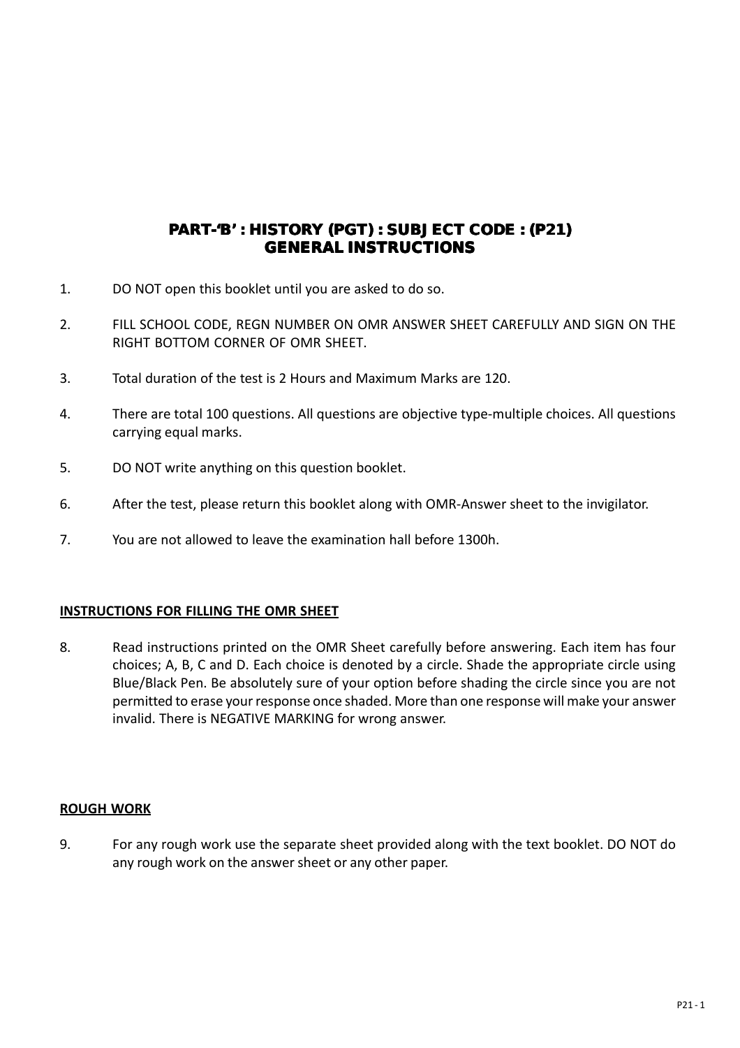# PART-'B' : HISTORY (PGT) : SUBJ ECT CODE : (P21)
# GENERAL INSTRUCTIONS

1. DO NOT open this booklet until you are asked to do so.

2. FILL SCHOOL CODE, REGN NUMBER ON OMR ANSWER SHEET CAREFULLY AND SIGN ON THE RIGHT BOTTOM CORNER OF OMR SHEET.

3. Total duration of the test is 2 Hours and Maximum Marks are 120.

4. There are total 100 questions. All questions are objective type-multiple choices. All questions carrying equal marks.

5. DO NOT write anything on this question booklet.

6. After the test, please return this booklet along with OMR-Answer sheet to the invigilator.

7. You are not allowed to leave the examination hall before 1300h.

**INSTRUCTIONS FOR FILLING THE OMR SHEET**

8. Read instructions printed on the OMR Sheet carefully before answering. Each item has four choices; A, B, C and D. Each choice is denoted by a circle. Shade the appropriate circle using Blue/Black Pen. Be absolutely sure of your option before shading the circle since you are not permitted to erase your response once shaded. More than one response will make your answer invalid. There is NEGATIVE MARKING for wrong answer.

**ROUGH WORK**

9. For any rough work use the separate sheet provided along with the text booklet. DO NOT do any rough work on the answer sheet or any other paper.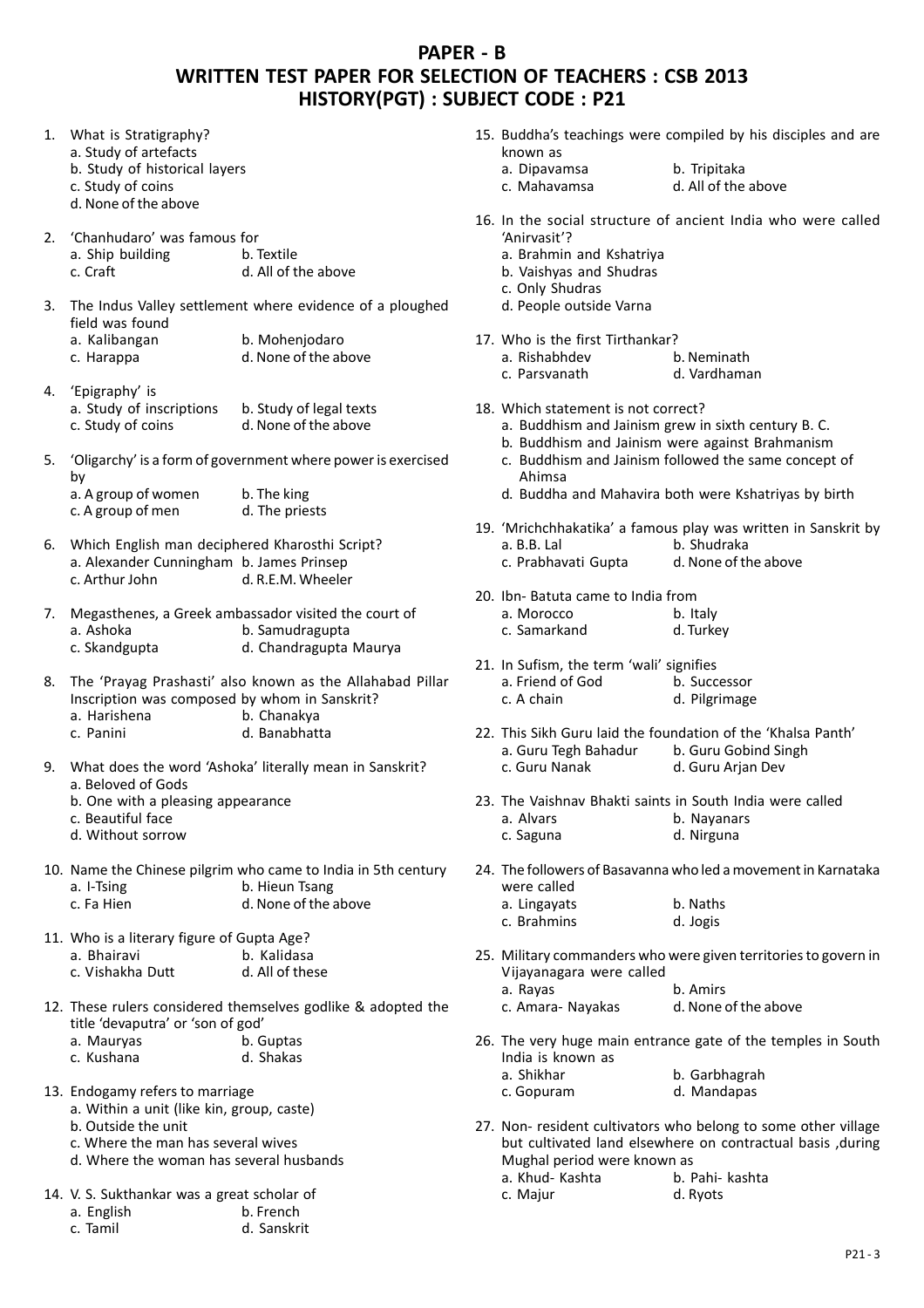# PAPER - B

# WRITTEN TEST PAPER FOR SELECTION OF TEACHERS : CSB 2013

# HISTORY(PGT) : SUBJECT CODE : P21

1. What is Stratigraphy?
   a. Study of artefacts
   b. Study of historical layers
   c. Study of coins
   d. None of the above

2. 'Chanhudaro' was famous for
   a. Ship building   b. Textile
   c. Craft   d. All of the above

3. The Indus Valley settlement where evidence of a ploughed field was found
   a. Kalibangan   b. Mohenjodaro
   c. Harappa   d. None of the above

4. 'Epigraphy' is
   a. Study of inscriptions   b. Study of legal texts
   c. Study of coins   d. None of the above

5. 'Oligarchy' is a form of government where power is exercised by
   a. A group of women   b. The king
   c. A group of men   d. The priests

6. Which English man deciphered Kharosthi Script?
   a. Alexander Cunningham   b. James Prinsep
   c. Arthur John   d. R.E.M. Wheeler

7. Megasthenes, a Greek ambassador visited the court of
   a. Ashoka   b. Samudragupta
   c. Skandgupta   d. Chandragupta Maurya

8. The 'Prayag Prashasti' also known as the Allahabad Pillar Inscription was composed by whom in Sanskrit?
   a. Harishena   b. Chanakya
   c. Panini   d. Banabhatta

9. What does the word 'Ashoka' literally mean in Sanskrit?
   a. Beloved of Gods
   b. One with a pleasing appearance
   c. Beautiful face
   d. Without sorrow

10. Name the Chinese pilgrim who came to India in 5th century
    a. I-Tsing   b. Hieun Tsang
    c. Fa Hien   d. None of the above

11. Who is a literary figure of Gupta Age?
    a. Bhairavi   b. Kalidasa
    c. Vishakha Dutt   d. All of these

12. These rulers considered themselves godlike & adopted the title 'devaputra' or 'son of god'
    a. Mauryas   b. Guptas
    c. Kushana   d. Shakas

13. Endogamy refers to marriage
    a. Within a unit (like kin, group, caste)
    b. Outside the unit
    c. Where the man has several wives
    d. Where the woman has several husbands

14. V. S. Sukthankar was a great scholar of
    a. English   b. French
    c. Tamil   d. Sanskrit

15. Buddha's teachings were compiled by his disciples and are known as
    a. Dipavamsa   b. Tripitaka
    c. Mahavamsa   d. All of the above

16. In the social structure of ancient India who were called 'Anirvasit'?
    a. Brahmin and Kshatriya
    b. Vaishyas and Shudras
    c. Only Shudras
    d. People outside Varna

17. Who is the first Tirthankar?
    a. Rishabhdev   b. Neminath
    c. Parsvanath   d. Vardhaman

18. Which statement is not correct?
    a. Buddhism and Jainism grew in sixth century B. C.
    b. Buddhism and Jainism were against Brahmanism
    c. Buddhism and Jainism followed the same concept of Ahimsa
    d. Buddha and Mahavira both were Kshatriyas by birth

19. 'Mrichchhakatika' a famous play was written in Sanskrit by
    a. B.B. Lal   b. Shudraka
    c. Prabhavati Gupta   d. None of the above

20. Ibn- Batuta came to India from
    a. Morocco   b. Italy
    c. Samarkand   d. Turkey

21. In Sufism, the term 'wali' signifies
    a. Friend of God   b. Successor
    c. A chain   d. Pilgrimage

22. This Sikh Guru laid the foundation of the 'Khalsa Panth'
    a. Guru Tegh Bahadur   b. Guru Gobind Singh
    c. Guru Nanak   d. Guru Arjan Dev

23. The Vaishnav Bhakti saints in South India were called
    a. Alvars   b. Nayanars
    c. Saguna   d. Nirguna

24. The followers of Basavanna who led a movement in Karnataka were called
    a. Lingayats   b. Naths
    c. Brahmins   d. Jogis

25. Military commanders who were given territories to govern in Vijayanagara were called
    a. Rayas   b. Amirs
    c. Amara- Nayakas   d. None of the above

26. The very huge main entrance gate of the temples in South India is known as
    a. Shikhar   b. Garbhagrah
    c. Gopuram   d. Mandapas

27. Non- resident cultivators who belong to some other village but cultivated land elsewhere on contractual basis ,during Mughal period were known as
    a. Khud- Kashta   b. Pahi- kashta
    c. Majur   d. Ryots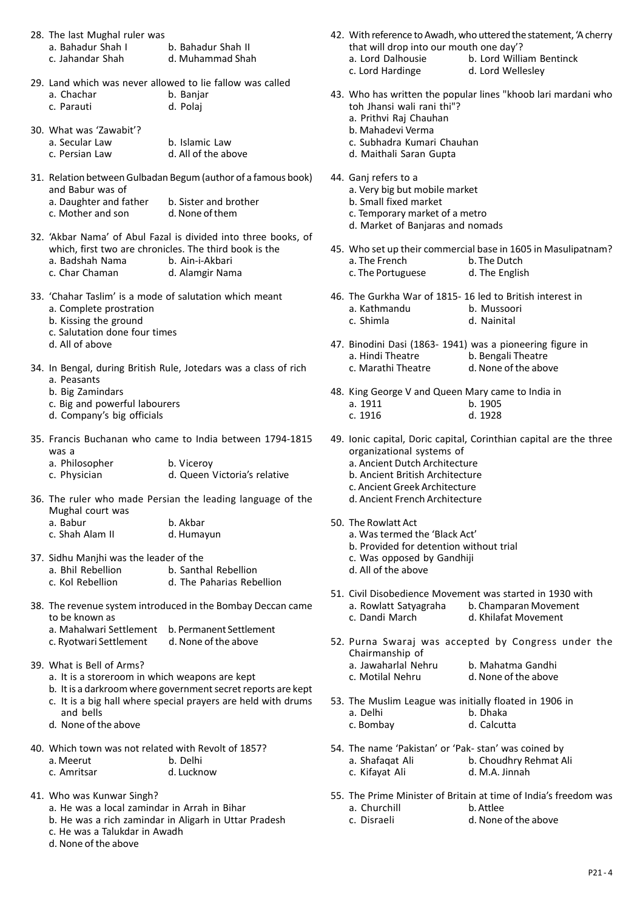28. The last Mughal ruler was
    a. Bahadur Shah I  b. Bahadur Shah II
    c. Jahandar Shah  d. Muhammad Shah

29. Land which was never allowed to lie fallow was called
    a. Chachar  b. Banjar
    c. Parauti  d. Polaj

30. What was 'Zawabit'?
    a. Secular Law  b. Islamic Law
    c. Persian Law  d. All of the above

31. Relation between Gulbadan Begum (author of a famous book) and Babur was of
    a. Daughter and father  b. Sister and brother
    c. Mother and son  d. None of them

32. 'Akbar Nama' of Abul Fazal is divided into three books, of which, first two are chronicles. The third book is the
    a. Badshah Nama  b. Ain-i-Akbari
    c. Char Chaman  d. Alamgir Nama

33. 'Chahar Taslim' is a mode of salutation which meant
    a. Complete prostration
    b. Kissing the ground
    c. Salutation done four times
    d. All of above

34. In Bengal, during British Rule, Jotedars was a class of rich
    a. Peasants
    b. Big Zamindars
    c. Big and powerful labourers
    d. Company's big officials

35. Francis Buchanan who came to India between 1794-1815 was a
    a. Philosopher  b. Viceroy
    c. Physician  d. Queen Victoria's relative

36. The ruler who made Persian the leading language of the Mughal court was
    a. Babur  b. Akbar
    c. Shah Alam II  d. Humayun

37. Sidhu Manjhi was the leader of the
    a. Bhil Rebellion  b. Santhal Rebellion
    c. Kol Rebellion  d. The Paharias Rebellion

38. The revenue system introduced in the Bombay Deccan came to be known as
    a. Mahalwari Settlement  b. Permanent Settlement
    c. Ryotwari Settlement  d. None of the above

39. What is Bell of Arms?
    a. It is a storeroom in which weapons are kept
    b. It is a darkroom where government secret reports are kept
    c. It is a big hall where special prayers are held with drums and bells
    d. None of the above

40. Which town was not related with Revolt of 1857?
    a. Meerut  b. Delhi
    c. Amritsar  d. Lucknow

41. Who was Kunwar Singh?
    a. He was a local zamindar in Arrah in Bihar
    b. He was a rich zamindar in Aligarh in Uttar Pradesh
    c. He was a Talukdar in Awadh
    d. None of the above

42. With reference to Awadh, who uttered the statement, 'A cherry that will drop into our mouth one day'?
    a. Lord Dalhousie  b. Lord William Bentinck
    c. Lord Hardinge  d. Lord Wellesley

43. Who has written the popular lines "khoob lari mardani who toh Jhansi wali rani thi"?
    a. Prithvi Raj Chauhan
    b. Mahadevi Verma
    c. Subhadra Kumari Chauhan
    d. Maithali Saran Gupta

44. Ganj refers to a
    a. Very big but mobile market
    b. Small fixed market
    c. Temporary market of a metro
    d. Market of Banjaras and nomads

45. Who set up their commercial base in 1605 in Masulipatnam?
    a. The French  b. The Dutch
    c. The Portuguese  d. The English

46. The Gurkha War of 1815- 16 led to British interest in
    a. Kathmandu  b. Mussoori
    c. Shimla  d. Nainital

47. Binodini Dasi (1863- 1941) was a pioneering figure in
    a. Hindi Theatre  b. Bengali Theatre
    c. Marathi Theatre  d. None of the above

48. King George V and Queen Mary came to India in
    a. 1911  b. 1905
    c. 1916  d. 1928

49. Ionic capital, Doric capital, Corinthian capital are the three organizational systems of
    a. Ancient Dutch Architecture
    b. Ancient British Architecture
    c. Ancient Greek Architecture
    d. Ancient French Architecture

50. The Rowlatt Act
    a. Was termed the 'Black Act'
    b. Provided for detention without trial
    c. Was opposed by Gandhiji
    d. All of the above

51. Civil Disobedience Movement was started in 1930 with
    a. Rowlatt Satyagraha  b. Champaran Movement
    c. Dandi March  d. Khilafat Movement

52. Purna Swaraj was accepted by Congress under the Chairmanship of
    a. Jawaharlal Nehru  b. Mahatma Gandhi
    c. Motilal Nehru  d. None of the above

53. The Muslim League was initially floated in 1906 in
    a. Delhi  b. Dhaka
    c. Bombay  d. Calcutta

54. The name 'Pakistan' or 'Pak- stan' was coined by
    a. Shafaqat Ali  b. Choudhry Rehmat Ali
    c. Kifayat Ali  d. M.A. Jinnah

55. The Prime Minister of Britain at time of India's freedom was
    a. Churchill  b. Attlee
    c. Disraeli  d. None of the above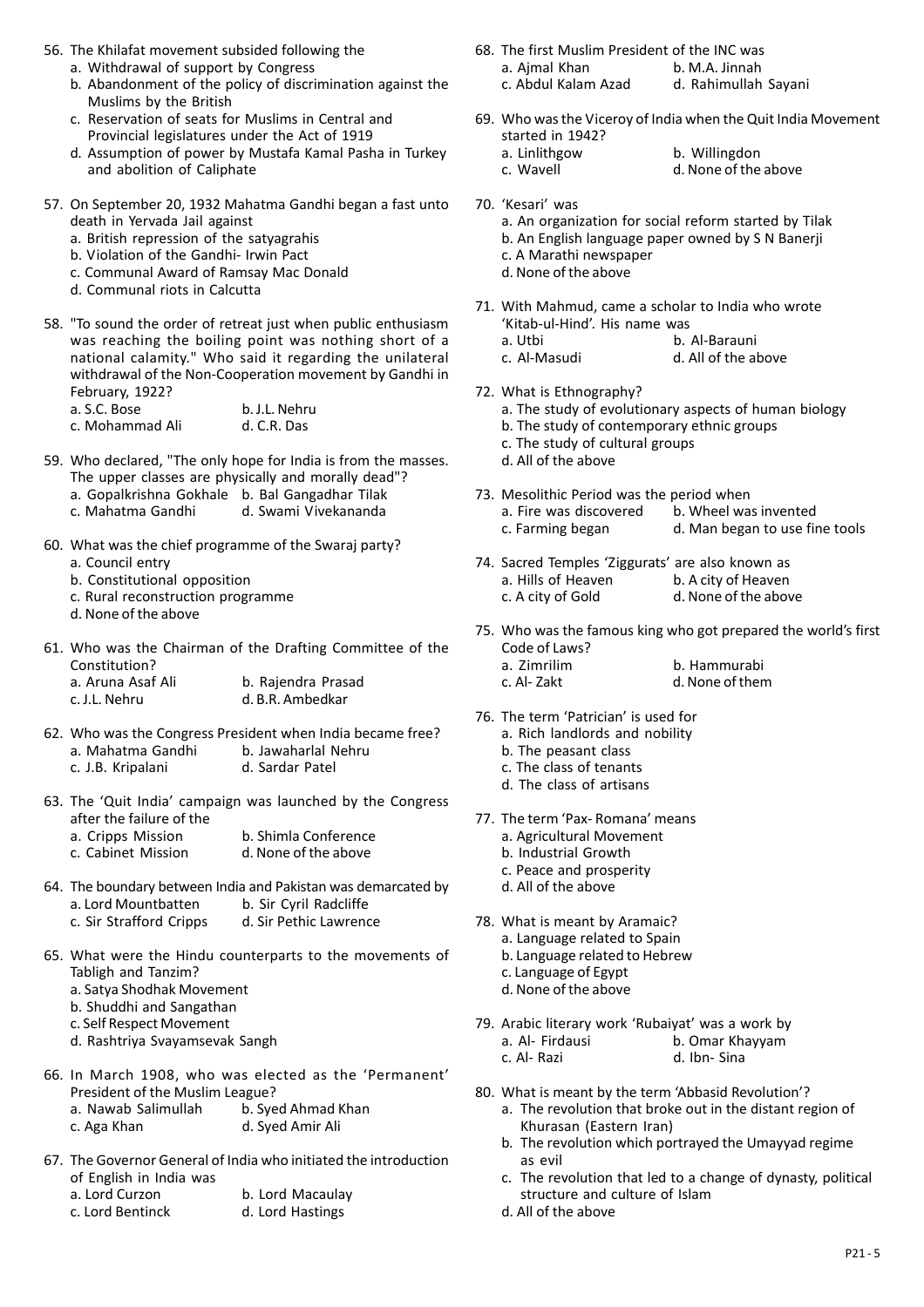56. The Khilafat movement subsided following the
    a. Withdrawal of support by Congress
    b. Abandonment of the policy of discrimination against the Muslims by the British
    c. Reservation of seats for Muslims in Central and Provincial legislatures under the Act of 1919
    d. Assumption of power by Mustafa Kamal Pasha in Turkey and abolition of Caliphate

57. On September 20, 1932 Mahatma Gandhi began a fast unto death in Yervada Jail against
    a. British repression of the satyagrahis
    b. Violation of the Gandhi- Irwin Pact
    c. Communal Award of Ramsay Mac Donald
    d. Communal riots in Calcutta

58. "To sound the order of retreat just when public enthusiasm was reaching the boiling point was nothing short of a national calamity." Who said it regarding the unilateral withdrawal of the Non-Cooperation movement by Gandhi in February, 1922?
    a. S.C. Bose b. J.L. Nehru
    c. Mohammad Ali d. C.R. Das

59. Who declared, "The only hope for India is from the masses. The upper classes are physically and morally dead"?
    a. Gopalkrishna Gokhale b. Bal Gangadhar Tilak
    c. Mahatma Gandhi d. Swami Vivekananda

60. What was the chief programme of the Swaraj party?
    a. Council entry
    b. Constitutional opposition
    c. Rural reconstruction programme
    d. None of the above

61. Who was the Chairman of the Drafting Committee of the Constitution?
    a. Aruna Asaf Ali b. Rajendra Prasad
    c. J.L. Nehru d. B.R. Ambedkar

62. Who was the Congress President when India became free?
    a. Mahatma Gandhi b. Jawaharlal Nehru
    c. J.B. Kripalani d. Sardar Patel

63. The 'Quit India' campaign was launched by the Congress after the failure of the
    a. Cripps Mission b. Shimla Conference
    c. Cabinet Mission d. None of the above

64. The boundary between India and Pakistan was demarcated by
    a. Lord Mountbatten b. Sir Cyril Radcliffe
    c. Sir Strafford Cripps d. Sir Pethic Lawrence

65. What were the Hindu counterparts to the movements of Tabligh and Tanzim?
    a. Satya Shodhak Movement
    b. Shuddhi and Sangathan
    c. Self Respect Movement
    d. Rashtriya Svayamsevak Sangh

66. In March 1908, who was elected as the 'Permanent' President of the Muslim League?
    a. Nawab Salimullah b. Syed Ahmad Khan
    c. Aga Khan d. Syed Amir Ali

67. The Governor General of India who initiated the introduction of English in India was
    a. Lord Curzon b. Lord Macaulay
    c. Lord Bentinck d. Lord Hastings

68. The first Muslim President of the INC was
    a. Ajmal Khan b. M.A. Jinnah
    c. Abdul Kalam Azad d. Rahimullah Sayani

69. Who was the Viceroy of India when the Quit India Movement started in 1942?
    a. Linlithgow b. Willingdon
    c. Wavell d. None of the above

70. 'Kesari' was
    a. An organization for social reform started by Tilak
    b. An English language paper owned by S N Banerji
    c. A Marathi newspaper
    d. None of the above

71. With Mahmud, came a scholar to India who wrote 'Kitab-ul-Hind'. His name was
    a. Utbi b. Al-Barauni
    c. Al-Masudi d. All of the above

72. What is Ethnography?
    a. The study of evolutionary aspects of human biology
    b. The study of contemporary ethnic groups
    c. The study of cultural groups
    d. All of the above

73. Mesolithic Period was the period when
    a. Fire was discovered b. Wheel was invented
    c. Farming began d. Man began to use fine tools

74. Sacred Temples 'Ziggurats' are also known as
    a. Hills of Heaven b. A city of Heaven
    c. A city of Gold d. None of the above

75. Who was the famous king who got prepared the world's first Code of Laws?
    a. Zimrilim b. Hammurabi
    c. Al- Zakt d. None of them

76. The term 'Patrician' is used for
    a. Rich landlords and nobility
    b. The peasant class
    c. The class of tenants
    d. The class of artisans

77. The term 'Pax- Romana' means
    a. Agricultural Movement
    b. Industrial Growth
    c. Peace and prosperity
    d. All of the above

78. What is meant by Aramaic?
    a. Language related to Spain
    b. Language related to Hebrew
    c. Language of Egypt
    d. None of the above

79. Arabic literary work 'Rubaiyat' was a work by
    a. Al- Firdausi b. Omar Khayyam
    c. Al- Razi d. Ibn- Sina

80. What is meant by the term 'Abbasid Revolution'?
    a. The revolution that broke out in the distant region of Khurasan (Eastern Iran)
    b. The revolution which portrayed the Umayyad regime as evil
    c. The revolution that led to a change of dynasty, political structure and culture of Islam
    d. All of the above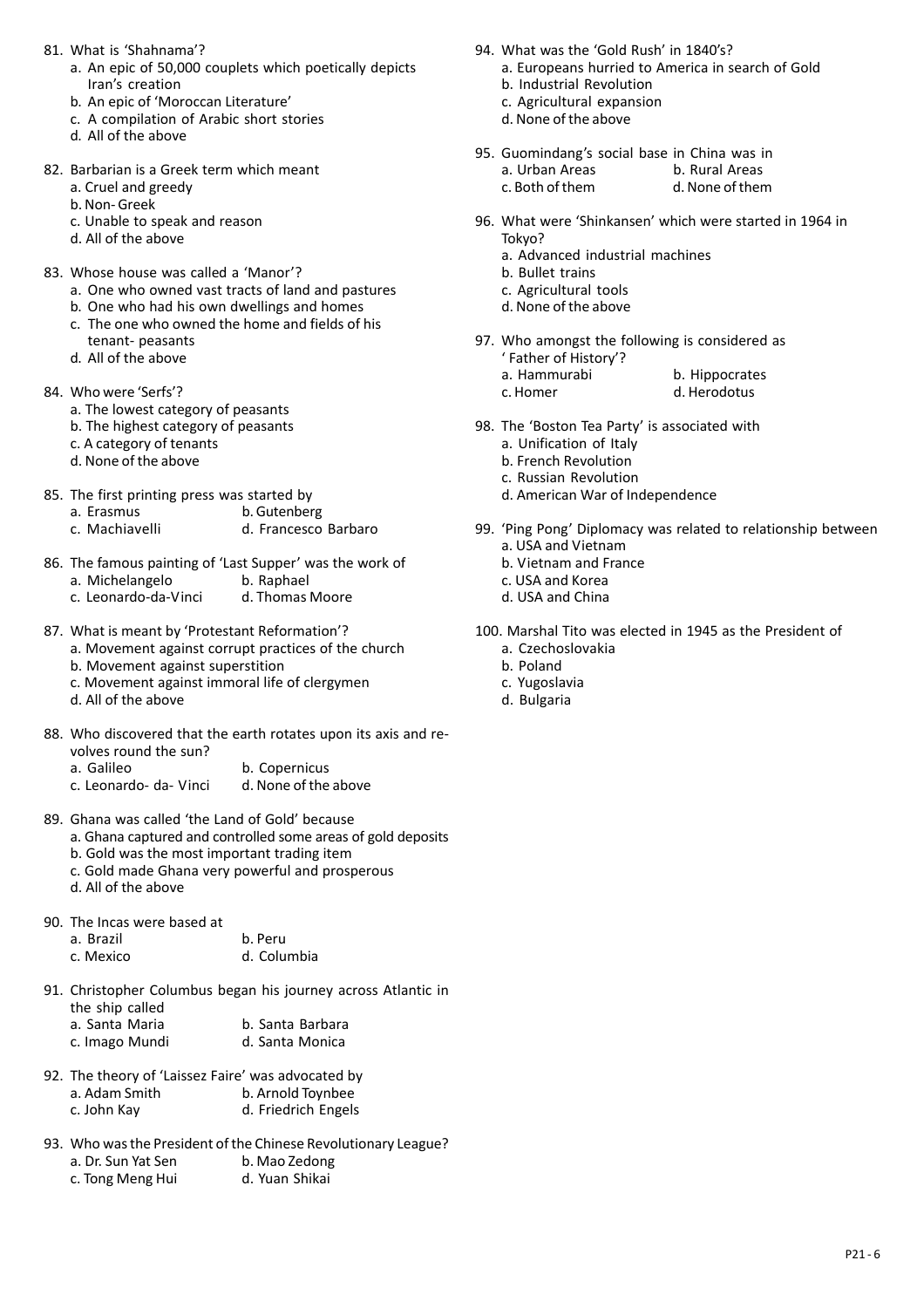81. What is 'Shahnama'?
    a. An epic of 50,000 couplets which poetically depicts Iran's creation
    b. An epic of 'Moroccan Literature'
    c. A compilation of Arabic short stories
    d. All of the above

82. Barbarian is a Greek term which meant
    a. Cruel and greedy
    b. Non- Greek
    c. Unable to speak and reason
    d. All of the above

83. Whose house was called a 'Manor'?
    a. One who owned vast tracts of land and pastures
    b. One who had his own dwellings and homes
    c. The one who owned the home and fields of his tenant- peasants
    d. All of the above

84. Who were 'Serfs'?
    a. The lowest category of peasants
    b. The highest category of peasants
    c. A category of tenants
    d. None of the above

85. The first printing press was started by
    a. Erasmus b. Gutenberg
    c. Machiavelli d. Francesco Barbaro

86. The famous painting of 'Last Supper' was the work of
    a. Michelangelo b. Raphael
    c. Leonardo-da-Vinci d. Thomas Moore

87. What is meant by 'Protestant Reformation'?
    a. Movement against corrupt practices of the church
    b. Movement against superstition
    c. Movement against immoral life of clergymen
    d. All of the above

88. Who discovered that the earth rotates upon its axis and revolves round the sun?
    a. Galileo b. Copernicus
    c. Leonardo- da- Vinci d. None of the above

89. Ghana was called 'the Land of Gold' because
    a. Ghana captured and controlled some areas of gold deposits
    b. Gold was the most important trading item
    c. Gold made Ghana very powerful and prosperous
    d. All of the above

90. The Incas were based at
    a. Brazil b. Peru
    c. Mexico d. Columbia

91. Christopher Columbus began his journey across Atlantic in the ship called
    a. Santa Maria b. Santa Barbara
    c. Imago Mundi d. Santa Monica

92. The theory of 'Laissez Faire' was advocated by
    a. Adam Smith b. Arnold Toynbee
    c. John Kay d. Friedrich Engels

93. Who was the President of the Chinese Revolutionary League?
    a. Dr. Sun Yat Sen b. Mao Zedong
    c. Tong Meng Hui d. Yuan Shikai

94. What was the 'Gold Rush' in 1840's?
    a. Europeans hurried to America in search of Gold
    b. Industrial Revolution
    c. Agricultural expansion
    d. None of the above

95. Guomindang's social base in China was in
    a. Urban Areas b. Rural Areas
    c. Both of them d. None of them

96. What were 'Shinkansen' which were started in 1964 in Tokyo?
    a. Advanced industrial machines
    b. Bullet trains
    c. Agricultural tools
    d. None of the above

97. Who amongst the following is considered as ' Father of History'?
    a. Hammurabi b. Hippocrates
    c. Homer d. Herodotus

98. The 'Boston Tea Party' is associated with
    a. Unification of Italy
    b. French Revolution
    c. Russian Revolution
    d. American War of Independence

99. 'Ping Pong' Diplomacy was related to relationship between
    a. USA and Vietnam
    b. Vietnam and France
    c. USA and Korea
    d. USA and China

100. Marshal Tito was elected in 1945 as the President of
    a. Czechoslovakia
    b. Poland
    c. Yugoslavia
    d. Bulgaria